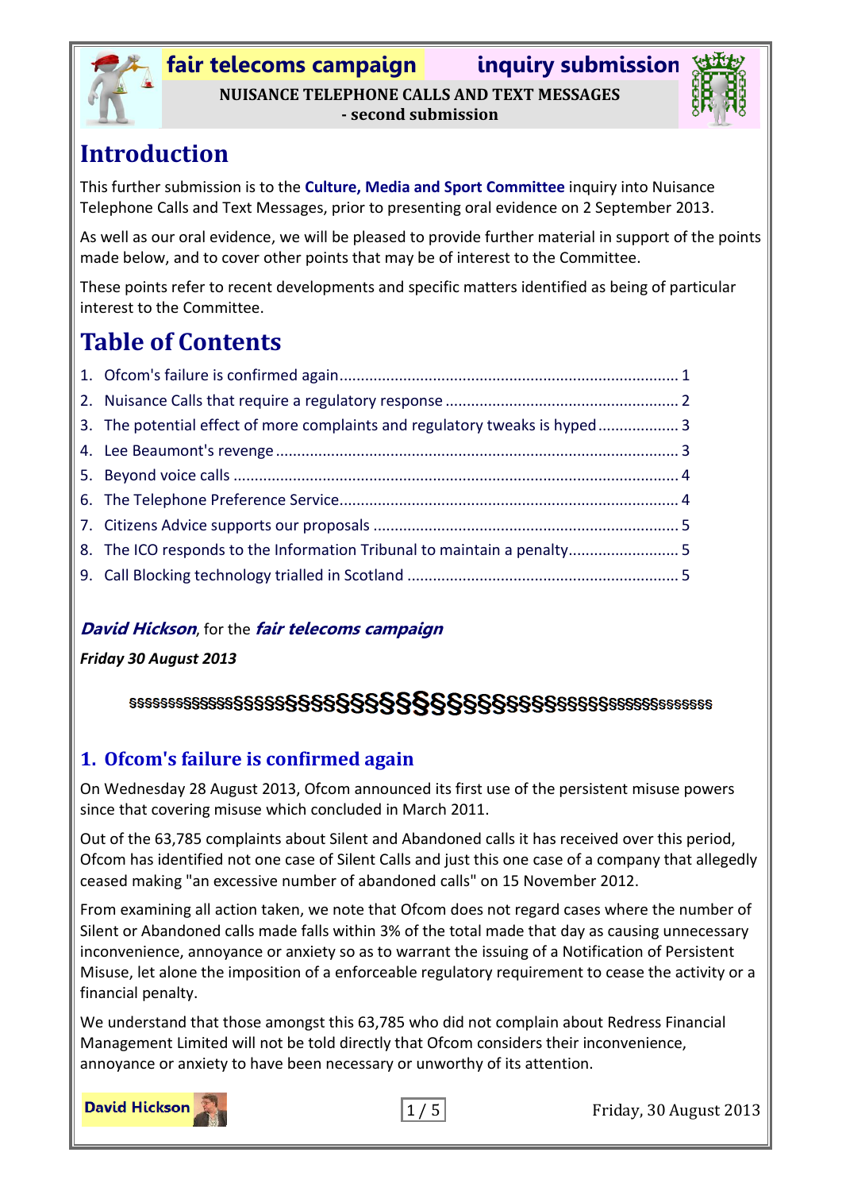**fair telecoms campaign** **inquiry submission**

**NUISANCE TELEPHONE CALLS AND TEXT MESSAGES**
**- second submission**

# Introduction

This further submission is to the **Culture, Media and Sport Committee** inquiry into Nuisance Telephone Calls and Text Messages, prior to presenting oral evidence on 2 September 2013.

As well as our oral evidence, we will be pleased to provide further material in support of the points made below, and to cover other points that may be of interest to the Committee.

These points refer to recent developments and specific matters identified as being of particular interest to the Committee.

# Table of Contents

1. Ofcom's failure is confirmed again ..... 1
2. Nuisance Calls that require a regulatory response ..... 2
3. The potential effect of more complaints and regulatory tweaks is hyped ..... 3
4. Lee Beaumont's revenge ..... 3
5. Beyond voice calls ..... 4
6. The Telephone Preference Service ..... 4
7. Citizens Advice supports our proposals ..... 5
8. The ICO responds to the Information Tribunal to maintain a penalty ..... 5
9. Call Blocking technology trialled in Scotland ..... 5

***David Hickson***, for the ***fair telecoms campaign***

***Friday 30 August 2013***

§§§§§§§§§§§§§§§§§§§§§§§§§§§§§§§§§§§§§§§§§§§§§§§§§§

## 1. Ofcom's failure is confirmed again

On Wednesday 28 August 2013, Ofcom announced its first use of the persistent misuse powers since that covering misuse which concluded in March 2011.

Out of the 63,785 complaints about Silent and Abandoned calls it has received over this period, Ofcom has identified not one case of Silent Calls and just this one case of a company that allegedly ceased making "an excessive number of abandoned calls" on 15 November 2012.

From examining all action taken, we note that Ofcom does not regard cases where the number of Silent or Abandoned calls made falls within 3% of the total made that day as causing unnecessary inconvenience, annoyance or anxiety so as to warrant the issuing of a Notification of Persistent Misuse, let alone the imposition of a enforceable regulatory requirement to cease the activity or a financial penalty.

We understand that those amongst this 63,785 who did not complain about Redress Financial Management Limited will not be told directly that Ofcom considers their inconvenience, annoyance or anxiety to have been necessary or unworthy of its attention.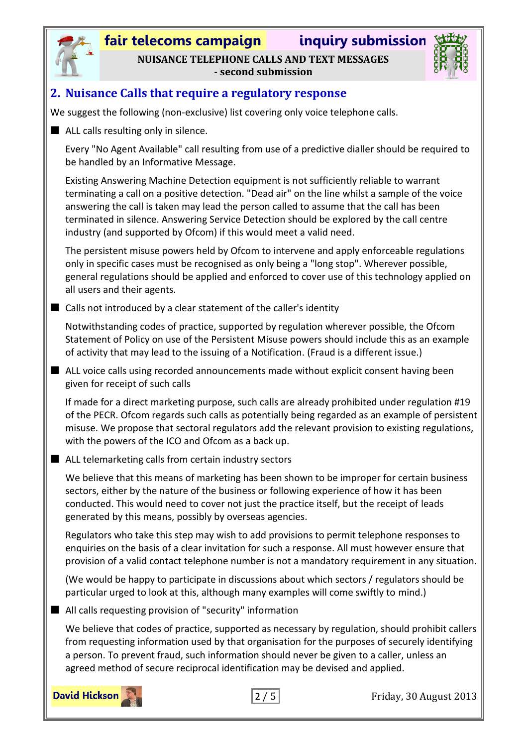## 2. Nuisance Calls that require a regulatory response

We suggest the following (non-exclusive) list covering only voice telephone calls.

- ALL calls resulting only in silence.

  Every "No Agent Available" call resulting from use of a predictive dialler should be required to be handled by an Informative Message.

  Existing Answering Machine Detection equipment is not sufficiently reliable to warrant terminating a call on a positive detection. "Dead air" on the line whilst a sample of the voice answering the call is taken may lead the person called to assume that the call has been terminated in silence. Answering Service Detection should be explored by the call centre industry (and supported by Ofcom) if this would meet a valid need.

  The persistent misuse powers held by Ofcom to intervene and apply enforceable regulations only in specific cases must be recognised as only being a "long stop". Wherever possible, general regulations should be applied and enforced to cover use of this technology applied on all users and their agents.

- Calls not introduced by a clear statement of the caller's identity

  Notwithstanding codes of practice, supported by regulation wherever possible, the Ofcom Statement of Policy on use of the Persistent Misuse powers should include this as an example of activity that may lead to the issuing of a Notification. (Fraud is a different issue.)

- ALL voice calls using recorded announcements made without explicit consent having been given for receipt of such calls

  If made for a direct marketing purpose, such calls are already prohibited under regulation #19 of the PECR. Ofcom regards such calls as potentially being regarded as an example of persistent misuse. We propose that sectoral regulators add the relevant provision to existing regulations, with the powers of the ICO and Ofcom as a back up.

- ALL telemarketing calls from certain industry sectors

  We believe that this means of marketing has been shown to be improper for certain business sectors, either by the nature of the business or following experience of how it has been conducted. This would need to cover not just the practice itself, but the receipt of leads generated by this means, possibly by overseas agencies.

  Regulators who take this step may wish to add provisions to permit telephone responses to enquiries on the basis of a clear invitation for such a response. All must however ensure that provision of a valid contact telephone number is not a mandatory requirement in any situation.

  (We would be happy to participate in discussions about which sectors / regulators should be particular urged to look at this, although many examples will come swiftly to mind.)

- All calls requesting provision of "security" information

  We believe that codes of practice, supported as necessary by regulation, should prohibit callers from requesting information used by that organisation for the purposes of securely identifying a person. To prevent fraud, such information should never be given to a caller, unless an agreed method of secure reciprocal identification may be devised and applied.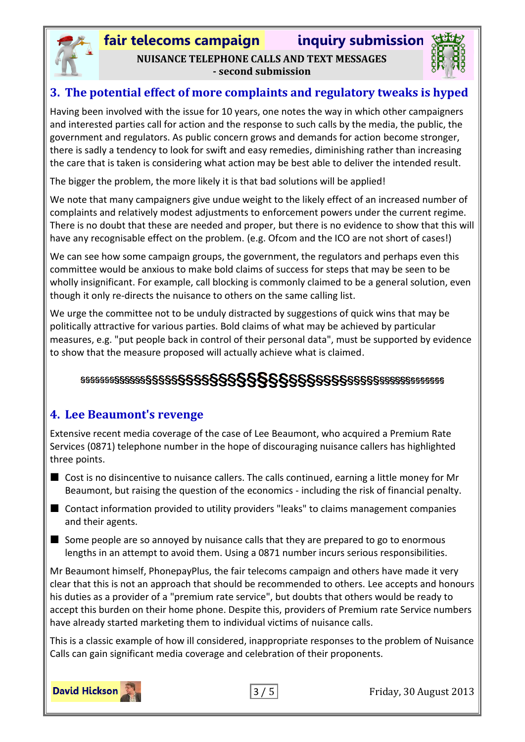## 3. The potential effect of more complaints and regulatory tweaks is hyped

Having been involved with the issue for 10 years, one notes the way in which other campaigners and interested parties call for action and the response to such calls by the media, the public, the government and regulators. As public concern grows and demands for action become stronger, there is sadly a tendency to look for swift and easy remedies, diminishing rather than increasing the care that is taken is considering what action may be best able to deliver the intended result.

The bigger the problem, the more likely it is that bad solutions will be applied!

We note that many campaigners give undue weight to the likely effect of an increased number of complaints and relatively modest adjustments to enforcement powers under the current regime. There is no doubt that these are needed and proper, but there is no evidence to show that this will have any recognisable effect on the problem. (e.g. Ofcom and the ICO are not short of cases!)

We can see how some campaign groups, the government, the regulators and perhaps even this committee would be anxious to make bold claims of success for steps that may be seen to be wholly insignificant. For example, call blocking is commonly claimed to be a general solution, even though it only re-directs the nuisance to others on the same calling list.

We urge the committee not to be unduly distracted by suggestions of quick wins that may be politically attractive for various parties. Bold claims of what may be achieved by particular measures, e.g. "put people back in control of their personal data", must be supported by evidence to show that the measure proposed will actually achieve what is claimed.

§§§§§§§§§§§§§§§§§§§§§§§§§§§§§§§§§§§§§§§§§§§§§§§§§§§§§§§§§§§§

## 4. Lee Beaumont's revenge

Extensive recent media coverage of the case of Lee Beaumont, who acquired a Premium Rate Services (0871) telephone number in the hope of discouraging nuisance callers has highlighted three points.

- Cost is no disincentive to nuisance callers. The calls continued, earning a little money for Mr Beaumont, but raising the question of the economics - including the risk of financial penalty.
- Contact information provided to utility providers "leaks" to claims management companies and their agents.
- Some people are so annoyed by nuisance calls that they are prepared to go to enormous lengths in an attempt to avoid them. Using a 0871 number incurs serious responsibilities.

Mr Beaumont himself, PhonepayPlus, the fair telecoms campaign and others have made it very clear that this is not an approach that should be recommended to others. Lee accepts and honours his duties as a provider of a "premium rate service", but doubts that others would be ready to accept this burden on their home phone. Despite this, providers of Premium rate Service numbers have already started marketing them to individual victims of nuisance calls.

This is a classic example of how ill considered, inappropriate responses to the problem of Nuisance Calls can gain significant media coverage and celebration of their proponents.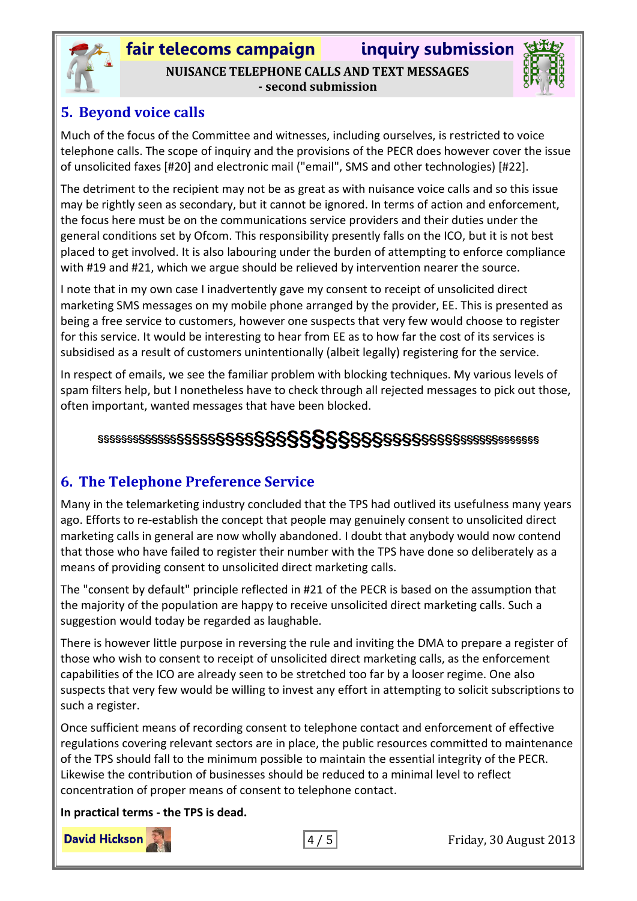## 5. Beyond voice calls

Much of the focus of the Committee and witnesses, including ourselves, is restricted to voice telephone calls. The scope of inquiry and the provisions of the PECR does however cover the issue of unsolicited faxes [#20] and electronic mail ("email", SMS and other technologies) [#22].

The detriment to the recipient may not be as great as with nuisance voice calls and so this issue may be rightly seen as secondary, but it cannot be ignored. In terms of action and enforcement, the focus here must be on the communications service providers and their duties under the general conditions set by Ofcom. This responsibility presently falls on the ICO, but it is not best placed to get involved. It is also labouring under the burden of attempting to enforce compliance with #19 and #21, which we argue should be relieved by intervention nearer the source.

I note that in my own case I inadvertently gave my consent to receipt of unsolicited direct marketing SMS messages on my mobile phone arranged by the provider, EE. This is presented as being a free service to customers, however one suspects that very few would choose to register for this service. It would be interesting to hear from EE as to how far the cost of its services is subsidised as a result of customers unintentionally (albeit legally) registering for the service.

In respect of emails, we see the familiar problem with blocking techniques. My various levels of spam filters help, but I nonetheless have to check through all rejected messages to pick out those, often important, wanted messages that have been blocked.

§§§§§§§§§§§§§§§§§§§§§§§§§§§§§§§§§§§§§§§§§§§§§§§§§§§§§§§

## 6. The Telephone Preference Service

Many in the telemarketing industry concluded that the TPS had outlived its usefulness many years ago. Efforts to re-establish the concept that people may genuinely consent to unsolicited direct marketing calls in general are now wholly abandoned. I doubt that anybody would now contend that those who have failed to register their number with the TPS have done so deliberately as a means of providing consent to unsolicited direct marketing calls.

The "consent by default" principle reflected in #21 of the PECR is based on the assumption that the majority of the population are happy to receive unsolicited direct marketing calls. Such a suggestion would today be regarded as laughable.

There is however little purpose in reversing the rule and inviting the DMA to prepare a register of those who wish to consent to receipt of unsolicited direct marketing calls, as the enforcement capabilities of the ICO are already seen to be stretched too far by a looser regime. One also suspects that very few would be willing to invest any effort in attempting to solicit subscriptions to such a register.

Once sufficient means of recording consent to telephone contact and enforcement of effective regulations covering relevant sectors are in place, the public resources committed to maintenance of the TPS should fall to the minimum possible to maintain the essential integrity of the PECR. Likewise the contribution of businesses should be reduced to a minimal level to reflect concentration of proper means of consent to telephone contact.

**In practical terms - the TPS is dead.**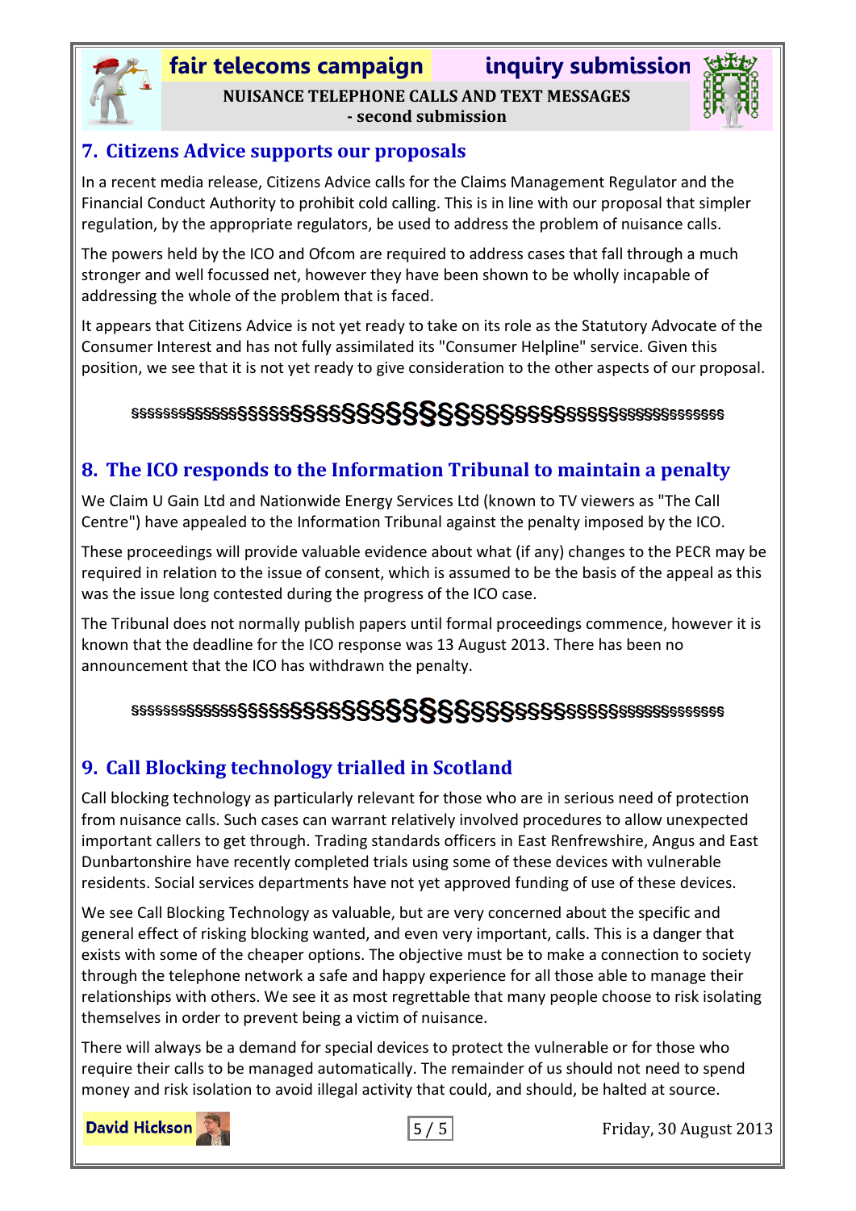## 7. Citizens Advice supports our proposals

In a recent media release, Citizens Advice calls for the Claims Management Regulator and the Financial Conduct Authority to prohibit cold calling. This is in line with our proposal that simpler regulation, by the appropriate regulators, be used to address the problem of nuisance calls.

The powers held by the ICO and Ofcom are required to address cases that fall through a much stronger and well focussed net, however they have been shown to be wholly incapable of addressing the whole of the problem that is faced.

It appears that Citizens Advice is not yet ready to take on its role as the Statutory Advocate of the Consumer Interest and has not fully assimilated its "Consumer Helpline" service. Given this position, we see that it is not yet ready to give consideration to the other aspects of our proposal.

§§§§§§§§§§§§§§§§§§§§§§§§§§§§§§§§§§§§§§§§§§§§§§§§§§§§§§§

## 8. The ICO responds to the Information Tribunal to maintain a penalty

We Claim U Gain Ltd and Nationwide Energy Services Ltd (known to TV viewers as "The Call Centre") have appealed to the Information Tribunal against the penalty imposed by the ICO.

These proceedings will provide valuable evidence about what (if any) changes to the PECR may be required in relation to the issue of consent, which is assumed to be the basis of the appeal as this was the issue long contested during the progress of the ICO case.

The Tribunal does not normally publish papers until formal proceedings commence, however it is known that the deadline for the ICO response was 13 August 2013. There has been no announcement that the ICO has withdrawn the penalty.

§§§§§§§§§§§§§§§§§§§§§§§§§§§§§§§§§§§§§§§§§§§§§§§§§§§§§§§

## 9. Call Blocking technology trialled in Scotland

Call blocking technology as particularly relevant for those who are in serious need of protection from nuisance calls. Such cases can warrant relatively involved procedures to allow unexpected important callers to get through. Trading standards officers in East Renfrewshire, Angus and East Dunbartonshire have recently completed trials using some of these devices with vulnerable residents. Social services departments have not yet approved funding of use of these devices.

We see Call Blocking Technology as valuable, but are very concerned about the specific and general effect of risking blocking wanted, and even very important, calls. This is a danger that exists with some of the cheaper options. The objective must be to make a connection to society through the telephone network a safe and happy experience for all those able to manage their relationships with others. We see it as most regrettable that many people choose to risk isolating themselves in order to prevent being a victim of nuisance.

There will always be a demand for special devices to protect the vulnerable or for those who require their calls to be managed automatically. The remainder of us should not need to spend money and risk isolation to avoid illegal activity that could, and should, be halted at source.

**David Hickson**

Friday, 30 August 2013